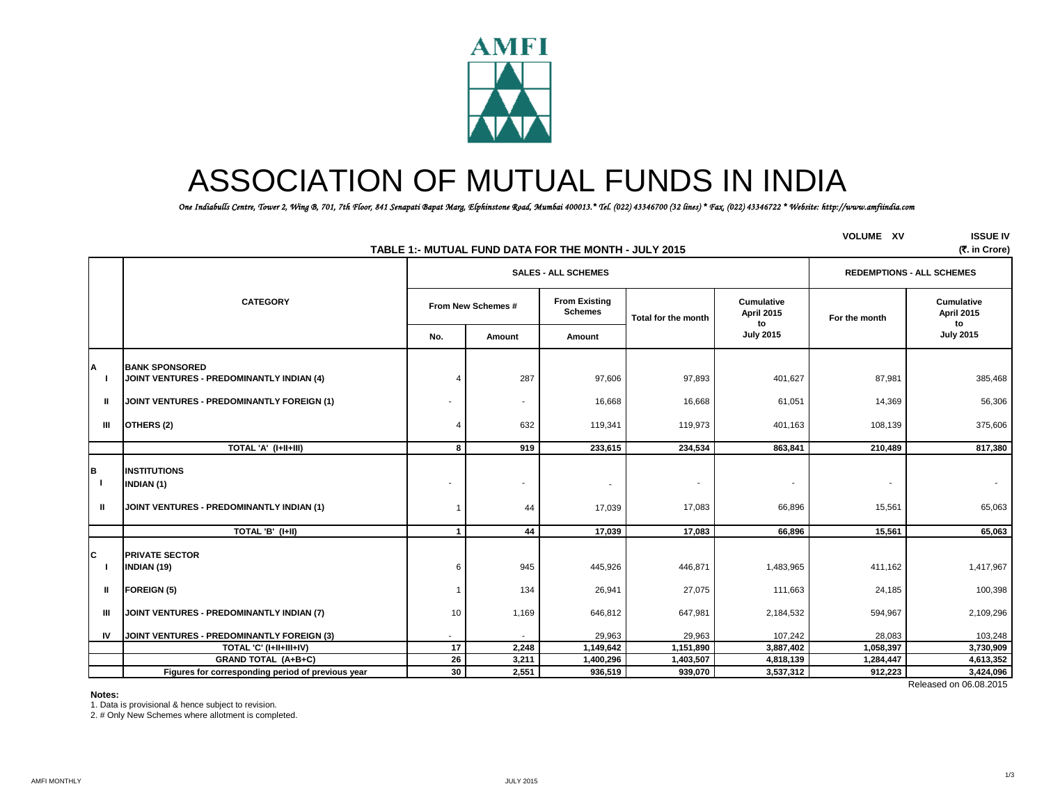# ASSOCIATION OF MUTUAL FUNDS IN INDIA

*One Indiabulls Centre, Tower 2, Wing B, 701, 7th Floor, 841 Senapati Bapat Marg, Elphinstone Road, Mumbai 400013.* Tel. (022) 43346700 (32 lines) * Fax. (022) 43346722 * Website: http://www.amfiindia.com*

VOLUME XV ISSUE IV

**TABLE 1:- MUTUAL FUND DATA FOR THE MONTH - JULY 2015**

(₹. in Crore)

| | CATEGORY | SALES - ALL SCHEMES | | | | | REDEMPTIONS - ALL SCHEMES | |
|---|---|---|---|---|---|---|---|---|
| | | From New Schemes # | | From Existing Schemes | Total for the month | Cumulative April 2015 to July 2015 | For the month | Cumulative April 2015 to July 2015 |
| | | No. | Amount | Amount | | | | |
| **A** | **BANK SPONSORED** | | | | | | | |
| I | **JOINT VENTURES - PREDOMINANTLY INDIAN (4)** | 4 | 287 | 97,606 | 97,893 | 401,627 | 87,981 | 385,468 |
| II | **JOINT VENTURES - PREDOMINANTLY FOREIGN (1)** | - | - | 16,668 | 16,668 | 61,051 | 14,369 | 56,306 |
| III | **OTHERS (2)** | 4 | 632 | 119,341 | 119,973 | 401,163 | 108,139 | 375,606 |
| | **TOTAL 'A' (I+II+III)** | **8** | **919** | **233,615** | **234,534** | **863,841** | **210,489** | **817,380** |
| **B** | **INSTITUTIONS** | | | | | | | |
| I | **INDIAN (1)** | - | - | - | - | - | - | - |
| II | **JOINT VENTURES - PREDOMINANTLY INDIAN (1)** | 1 | 44 | 17,039 | 17,083 | 66,896 | 15,561 | 65,063 |
| | **TOTAL 'B' (I+II)** | **1** | **44** | **17,039** | **17,083** | **66,896** | **15,561** | **65,063** |
| **C** | **PRIVATE SECTOR** | | | | | | | |
| I | **INDIAN (19)** | 6 | 945 | 445,926 | 446,871 | 1,483,965 | 411,162 | 1,417,967 |
| II | **FOREIGN (5)** | 1 | 134 | 26,941 | 27,075 | 111,663 | 24,185 | 100,398 |
| III | **JOINT VENTURES - PREDOMINANTLY INDIAN (7)** | 10 | 1,169 | 646,812 | 647,981 | 2,184,532 | 594,967 | 2,109,296 |
| IV | **JOINT VENTURES - PREDOMINANTLY FOREIGN (3)** | - | - | 29,963 | 29,963 | 107,242 | 28,083 | 103,248 |
| | **TOTAL 'C' (I+II+III+IV)** | **17** | **2,248** | **1,149,642** | **1,151,890** | **3,887,402** | **1,058,397** | **3,730,909** |
| | **GRAND TOTAL (A+B+C)** | **26** | **3,211** | **1,400,296** | **1,403,507** | **4,818,139** | **1,284,447** | **4,613,352** |
| | **Figures for corresponding period of previous year** | **30** | **2,551** | **936,519** | **939,070** | **3,537,312** | **912,223** | **3,424,096** |

Released on 06.08.2015

**Notes:**

1. Data is provisional & hence subject to revision.
2. # Only New Schemes where allotment is completed.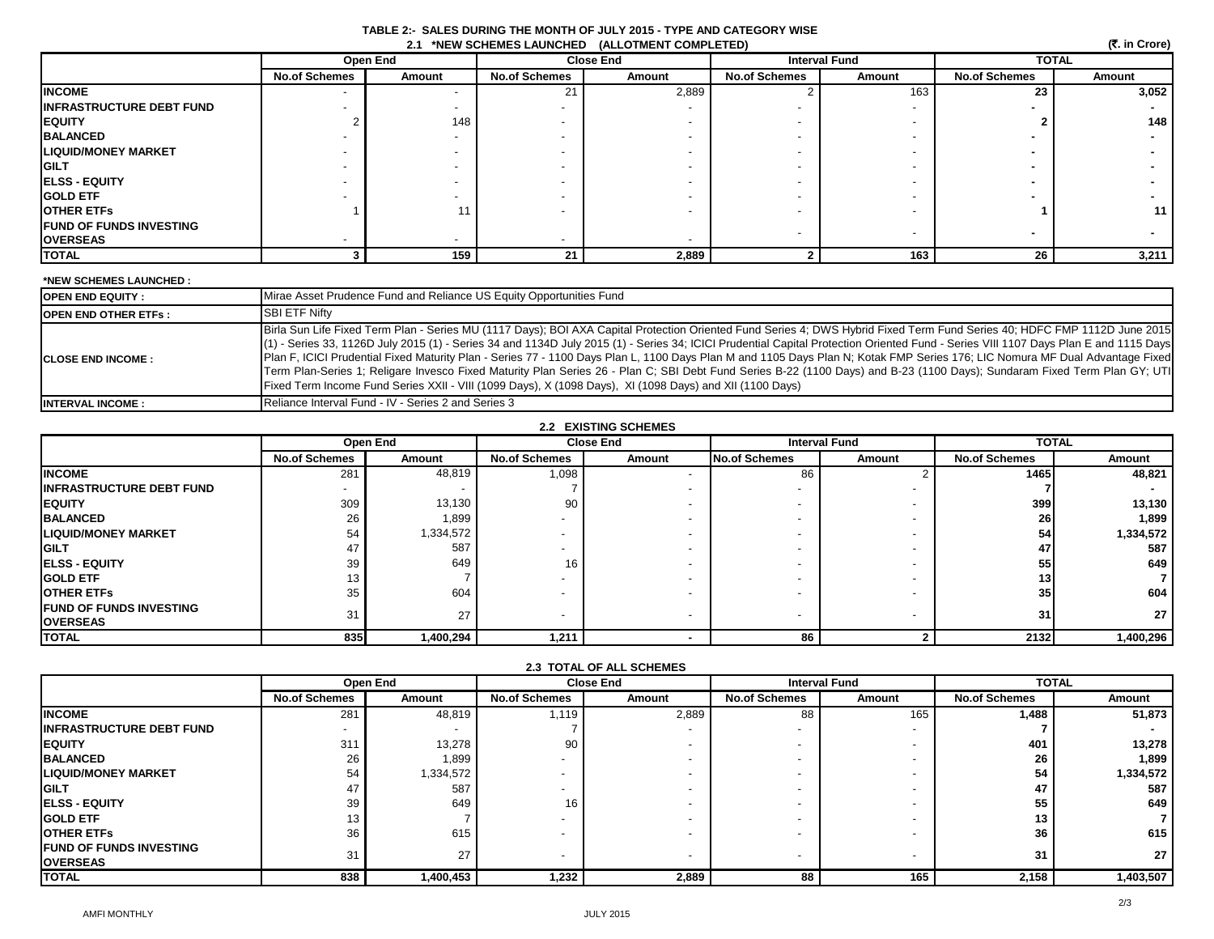# TABLE 2:- SALES DURING THE MONTH OF JULY 2015 - TYPE AND CATEGORY WISE

## 2.1 *NEW SCHEMES LAUNCHED (ALLOTMENT COMPLETED)

(₹. in Crore)

| | Open End | | Close End | | Interval Fund | | TOTAL | |
|---|---|---|---|---|---|---|---|---|
| | No.of Schemes | Amount | No.of Schemes | Amount | No.of Schemes | Amount | No.of Schemes | Amount |
| **INCOME** | - | - | 21 | 2,889 | 2 | 163 | **23** | **3,052** |
| **INFRASTRUCTURE DEBT FUND** | - | - | - | - | - | - | **-** | **-** |
| **EQUITY** | 2 | 148 | - | - | - | - | **2** | **148** |
| **BALANCED** | - | - | - | - | - | - | **-** | **-** |
| **LIQUID/MONEY MARKET** | - | - | - | - | - | - | **-** | **-** |
| **GILT** | - | - | - | - | - | - | **-** | **-** |
| **ELSS - EQUITY** | - | - | - | - | - | - | **-** | **-** |
| **GOLD ETF** | - | - | - | - | - | - | **-** | **-** |
| **OTHER ETFs** | 1 | 11 | - | - | - | - | **1** | **11** |
| **FUND OF FUNDS INVESTING OVERSEAS** | - | - | - | - | - | - | **-** | **-** |
| **TOTAL** | **3** | **159** | **21** | **2,889** | **2** | **163** | **26** | **3,211** |

**\*NEW SCHEMES LAUNCHED :**

| | |
|---|---|
| **OPEN END EQUITY :** | Mirae Asset Prudence Fund and Reliance US Equity Opportunities Fund |
| **OPEN END OTHER ETFs :** | SBI ETF Nifty |
| **CLOSE END INCOME :** | Birla Sun Life Fixed Term Plan - Series MU (1117 Days); BOI AXA Capital Protection Oriented Fund Series 4; DWS Hybrid Fixed Term Fund Series 40; HDFC FMP 1112D June 2015 (1) - Series 33, 1126D July 2015 (1) - Series 34 and 1134D July 2015 (1) - Series 34; ICICI Prudential Capital Protection Oriented Fund - Series VIII 1107 Days Plan E and 1115 Days Plan F, ICICI Prudential Fixed Maturity Plan - Series 77 - 1100 Days Plan L, 1100 Days Plan M and 1105 Days Plan N; Kotak FMP Series 176; LIC Nomura MF Dual Advantage Fixed Term Plan-Series 1; Religare Invesco Fixed Maturity Plan Series 26 - Plan C; SBI Debt Fund Series B-22 (1100 Days) and B-23 (1100 Days); Sundaram Fixed Term Plan GY; UTI Fixed Term Income Fund Series XXII - VIII (1099 Days), X (1098 Days), XI (1098 Days) and XII (1100 Days) |
| **INTERVAL INCOME :** | Reliance Interval Fund - IV - Series 2 and Series 3 |

## 2.2 EXISTING SCHEMES

| | Open End | | Close End | | Interval Fund | | TOTAL | |
|---|---|---|---|---|---|---|---|---|
| | No.of Schemes | Amount | No.of Schemes | Amount | No.of Schemes | Amount | No.of Schemes | Amount |
| **INCOME** | 281 | 48,819 | 1,098 | - | 86 | 2 | **1465** | **48,821** |
| **INFRASTRUCTURE DEBT FUND** | - | - | 7 | - | - | - | **7** | **-** |
| **EQUITY** | 309 | 13,130 | 90 | - | - | - | **399** | **13,130** |
| **BALANCED** | 26 | 1,899 | - | - | - | - | **26** | **1,899** |
| **LIQUID/MONEY MARKET** | 54 | 1,334,572 | - | - | - | - | **54** | **1,334,572** |
| **GILT** | 47 | 587 | - | - | - | - | **47** | **587** |
| **ELSS - EQUITY** | 39 | 649 | 16 | - | - | - | **55** | **649** |
| **GOLD ETF** | 13 | 7 | - | - | - | - | **13** | **7** |
| **OTHER ETFs** | 35 | 604 | - | - | - | - | **35** | **604** |
| **FUND OF FUNDS INVESTING OVERSEAS** | 31 | 27 | - | - | - | - | **31** | **27** |
| **TOTAL** | **835** | **1,400,294** | **1,211** | **-** | **86** | **2** | **2132** | **1,400,296** |

## 2.3 TOTAL OF ALL SCHEMES

| | Open End | | Close End | | Interval Fund | | TOTAL | |
|---|---|---|---|---|---|---|---|---|
| | No.of Schemes | Amount | No.of Schemes | Amount | No.of Schemes | Amount | No.of Schemes | Amount |
| **INCOME** | 281 | 48,819 | 1,119 | 2,889 | 88 | 165 | **1,488** | **51,873** |
| **INFRASTRUCTURE DEBT FUND** | - | - | 7 | - | - | - | **7** | **-** |
| **EQUITY** | 311 | 13,278 | 90 | - | - | - | **401** | **13,278** |
| **BALANCED** | 26 | 1,899 | - | - | - | - | **26** | **1,899** |
| **LIQUID/MONEY MARKET** | 54 | 1,334,572 | - | - | - | - | **54** | **1,334,572** |
| **GILT** | 47 | 587 | - | - | - | - | **47** | **587** |
| **ELSS - EQUITY** | 39 | 649 | 16 | - | - | - | **55** | **649** |
| **GOLD ETF** | 13 | 7 | - | - | - | - | **13** | **7** |
| **OTHER ETFs** | 36 | 615 | - | - | - | - | **36** | **615** |
| **FUND OF FUNDS INVESTING OVERSEAS** | 31 | 27 | - | - | - | - | **31** | **27** |
| **TOTAL** | **838** | **1,400,453** | **1,232** | **2,889** | **88** | **165** | **2,158** | **1,403,507** |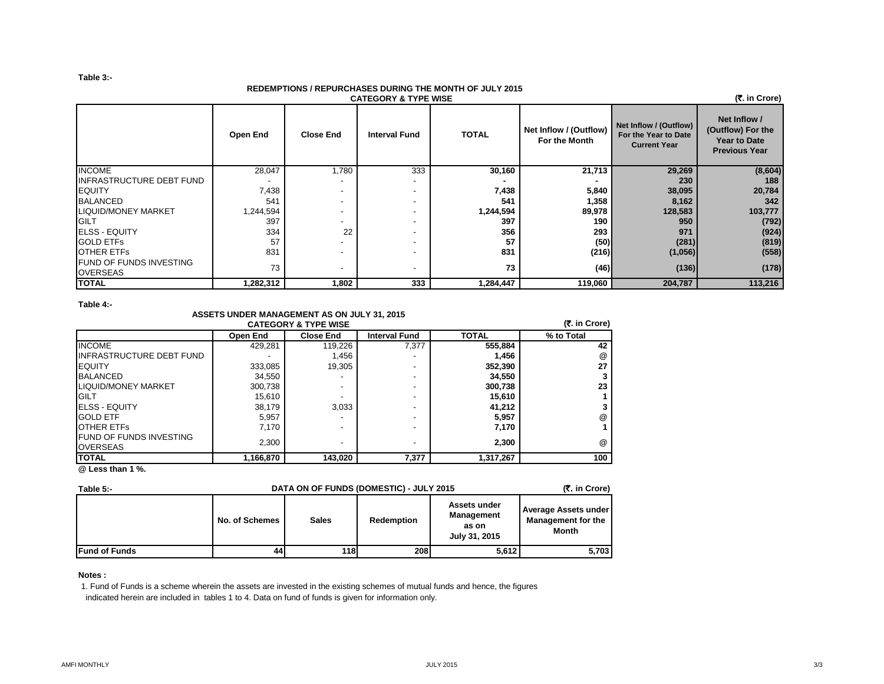**Table 3:-**

**REDEMPTIONS / REPURCHASES DURING THE MONTH OF JULY 2015**
**CATEGORY & TYPE WISE**

**(₹. in Crore)**

| | Open End | Close End | Interval Fund | TOTAL | Net Inflow / (Outflow) For the Month | Net Inflow / (Outflow) For the Year to Date Current Year | Net Inflow / (Outflow) For the Year to Date Previous Year |
|---|---|---|---|---|---|---|---|
| INCOME | 28,047 | 1,780 | 333 | **30,160** | **21,713** | **29,269** | **(8,604)** |
| INFRASTRUCTURE DEBT FUND | - | - | - | **-** | **-** | **230** | **188** |
| EQUITY | 7,438 | - | - | **7,438** | **5,840** | **38,095** | **20,784** |
| BALANCED | 541 | - | - | **541** | **1,358** | **8,162** | **342** |
| LIQUID/MONEY MARKET | 1,244,594 | - | - | **1,244,594** | **89,978** | **128,583** | **103,777** |
| GILT | 397 | - | - | **397** | **190** | **950** | **(792)** |
| ELSS - EQUITY | 334 | 22 | - | **356** | **293** | **971** | **(924)** |
| GOLD ETFs | 57 | - | - | **57** | **(50)** | **(281)** | **(819)** |
| OTHER ETFs | 831 | - | - | **831** | **(216)** | **(1,056)** | **(558)** |
| FUND OF FUNDS INVESTING OVERSEAS | 73 | - | - | **73** | **(46)** | **(136)** | **(178)** |
| **TOTAL** | **1,282,312** | **1,802** | **333** | **1,284,447** | **119,060** | **204,787** | **113,216** |

**Table 4:-**

**ASSETS UNDER MANAGEMENT AS ON JULY 31, 2015**
**CATEGORY & TYPE WISE**

**(₹. in Crore)**

| | Open End | Close End | Interval Fund | TOTAL | % to Total |
|---|---|---|---|---|---|
| INCOME | 429,281 | 119,226 | 7,377 | **555,884** | **42** |
| INFRASTRUCTURE DEBT FUND | - | 1,456 | - | **1,456** | **@** |
| EQUITY | 333,085 | 19,305 | - | **352,390** | **27** |
| BALANCED | 34,550 | - | - | **34,550** | **3** |
| LIQUID/MONEY MARKET | 300,738 | - | - | **300,738** | **23** |
| GILT | 15,610 | - | - | **15,610** | **1** |
| ELSS - EQUITY | 38,179 | 3,033 | - | **41,212** | **3** |
| GOLD ETF | 5,957 | - | - | **5,957** | **@** |
| OTHER ETFs | 7,170 | - | - | **7,170** | **1** |
| FUND OF FUNDS INVESTING OVERSEAS | 2,300 | - | - | **2,300** | **@** |
| **TOTAL** | **1,166,870** | **143,020** | **7,377** | **1,317,267** | **100** |

**@ Less than 1 %.**

**Table 5:-**

**DATA ON OF FUNDS (DOMESTIC) - JULY 2015**

**(₹. in Crore)**

| | No. of Schemes | Sales | Redemption | Assets under Management as on July 31, 2015 | Average Assets under Management for the Month |
|---|---|---|---|---|---|
| **Fund of Funds** | **44** | **118** | **208** | **5,612** | **5,703** |

**Notes :**

1. Fund of Funds is a scheme wherein the assets are invested in the existing schemes of mutual funds and hence, the figures indicated herein are included in tables 1 to 4. Data on fund of funds is given for information only.